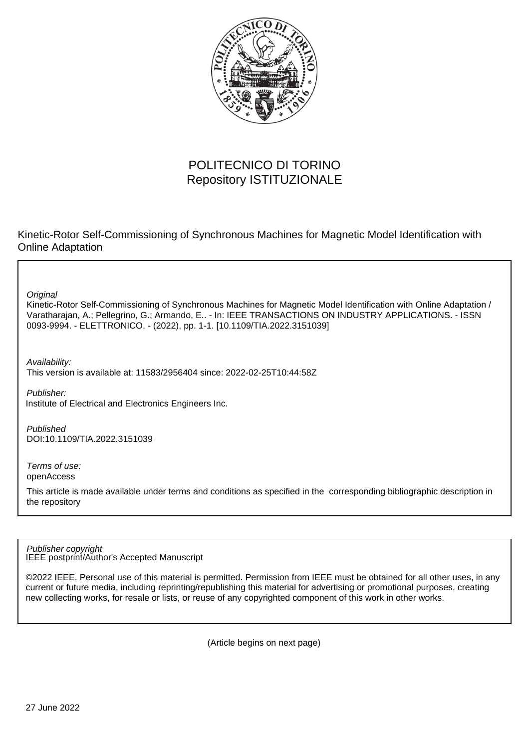POLITECNICO DI TORINO
Repository ISTITUZIONALE

Kinetic-Rotor Self-Commissioning of Synchronous Machines for Magnetic Model Identification with Online Adaptation

*Original*
Kinetic-Rotor Self-Commissioning of Synchronous Machines for Magnetic Model Identification with Online Adaptation / Varatharajan, A.; Pellegrino, G.; Armando, E.. - In: IEEE TRANSACTIONS ON INDUSTRY APPLICATIONS. - ISSN 0093-9994. - ELETTRONICO. - (2022), pp. 1-1. [10.1109/TIA.2022.3151039]

*Availability:*
This version is available at: 11583/2956404 since: 2022-02-25T10:44:58Z

*Publisher:*
Institute of Electrical and Electronics Engineers Inc.

*Published*
DOI:10.1109/TIA.2022.3151039

*Terms of use:*
openAccess

This article is made available under terms and conditions as specified in the corresponding bibliographic description in the repository

*Publisher copyright*
IEEE postprint/Author's Accepted Manuscript

©2022 IEEE. Personal use of this material is permitted. Permission from IEEE must be obtained for all other uses, in any current or future media, including reprinting/republishing this material for advertising or promotional purposes, creating new collecting works, for resale or lists, or reuse of any copyrighted component of this work in other works.

(Article begins on next page)

27 June 2022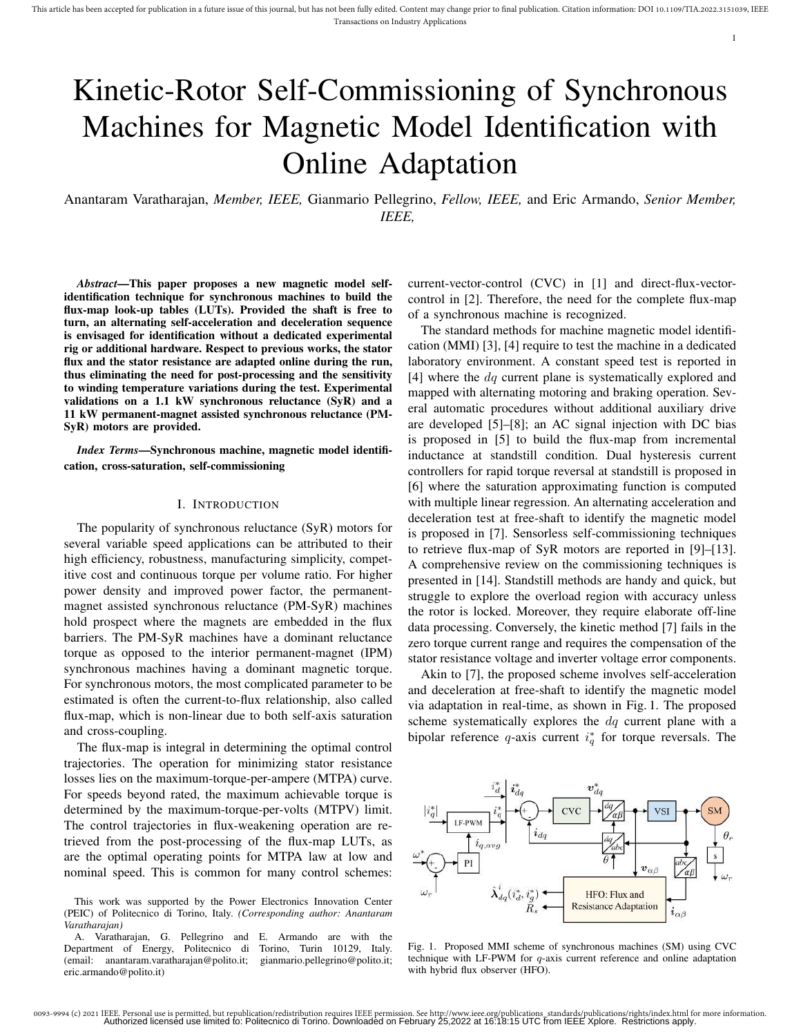# Kinetic-Rotor Self-Commissioning of Synchronous Machines for Magnetic Model Identification with Online Adaptation

Anantaram Varatharajan, *Member, IEEE,* Gianmario Pellegrino, *Fellow, IEEE,* and Eric Armando, *Senior Member, IEEE,*

***Abstract*—This paper proposes a new magnetic model self-identification technique for synchronous machines to build the flux-map look-up tables (LUTs). Provided the shaft is free to turn, an alternating self-acceleration and deceleration sequence is envisaged for identification without a dedicated experimental rig or additional hardware. Respect to previous works, the stator flux and the stator resistance are adapted online during the run, thus eliminating the need for post-processing and the sensitivity to winding temperature variations during the test. Experimental validations on a 1.1 kW synchronous reluctance (SyR) and a 11 kW permanent-magnet assisted synchronous reluctance (PM-SyR) motors are provided.**

***Index Terms*—Synchronous machine, magnetic model identification, cross-saturation, self-commissioning**

## I. Introduction

The popularity of synchronous reluctance (SyR) motors for several variable speed applications can be attributed to their high efficiency, robustness, manufacturing simplicity, competitive cost and continuous torque per volume ratio. For higher power density and improved power factor, the permanent-magnet assisted synchronous reluctance (PM-SyR) machines hold prospect where the magnets are embedded in the flux barriers. The PM-SyR machines have a dominant reluctance torque as opposed to the interior permanent-magnet (IPM) synchronous machines having a dominant magnetic torque. For synchronous motors, the most complicated parameter to be estimated is often the current-to-flux relationship, also called flux-map, which is non-linear due to both self-axis saturation and cross-coupling.

The flux-map is integral in determining the optimal control trajectories. The operation for minimizing stator resistance losses lies on the maximum-torque-per-ampere (MTPA) curve. For speeds beyond rated, the maximum achievable torque is determined by the maximum-torque-per-volts (MTPV) limit. The control trajectories in flux-weakening operation are retrieved from the post-processing of the flux-map LUTs, as are the optimal operating points for MTPA law at low and nominal speed. This is common for many control schemes: current-vector-control (CVC) in [1] and direct-flux-vector-control in [2]. Therefore, the need for the complete flux-map of a synchronous machine is recognized.

The standard methods for machine magnetic model identification (MMI) [3], [4] require to test the machine in a dedicated laboratory environment. A constant speed test is reported in [4] where the $dq$ current plane is systematically explored and mapped with alternating motoring and braking operation. Several automatic procedures without additional auxiliary drive are developed [5]–[8]; an AC signal injection with DC bias is proposed in [5] to build the flux-map from incremental inductance at standstill condition. Dual hysteresis current controllers for rapid torque reversal at standstill is proposed in [6] where the saturation approximating function is computed with multiple linear regression. An alternating acceleration and deceleration test at free-shaft to identify the magnetic model is proposed in [7]. Sensorless self-commissioning techniques to retrieve flux-map of SyR motors are reported in [9]–[13]. A comprehensive review on the commissioning techniques is presented in [14]. Standstill methods are handy and quick, but struggle to explore the overload region with accuracy unless the rotor is locked. Moreover, they require elaborate off-line data processing. Conversely, the kinetic method [7] fails in the zero torque current range and requires the compensation of the stator resistance voltage and inverter voltage error components.

Akin to [7], the proposed scheme involves self-acceleration and deceleration at free-shaft to identify the magnetic model via adaptation in real-time, as shown in Fig. 1. The proposed scheme systematically explores the $dq$ current plane with a bipolar reference $q$-axis current $i_q^*$ for torque reversals. The

Fig. 1. Proposed MMI scheme of synchronous machines (SM) using CVC technique with LF-PWM for $q$-axis current reference and online adaptation with hybrid flux observer (HFO).

This work was supported by the Power Electronics Innovation Center (PEIC) of Politecnico di Torino, Italy. *(Corresponding author: Anantaram Varatharajan)*

A. Varatharajan, G. Pellegrino and E. Armando are with the Department of Energy, Politecnico di Torino, Turin 10129, Italy. (email: anantaram.varatharajan@polito.it; gianmario.pellegrino@polito.it; eric.armando@polito.it)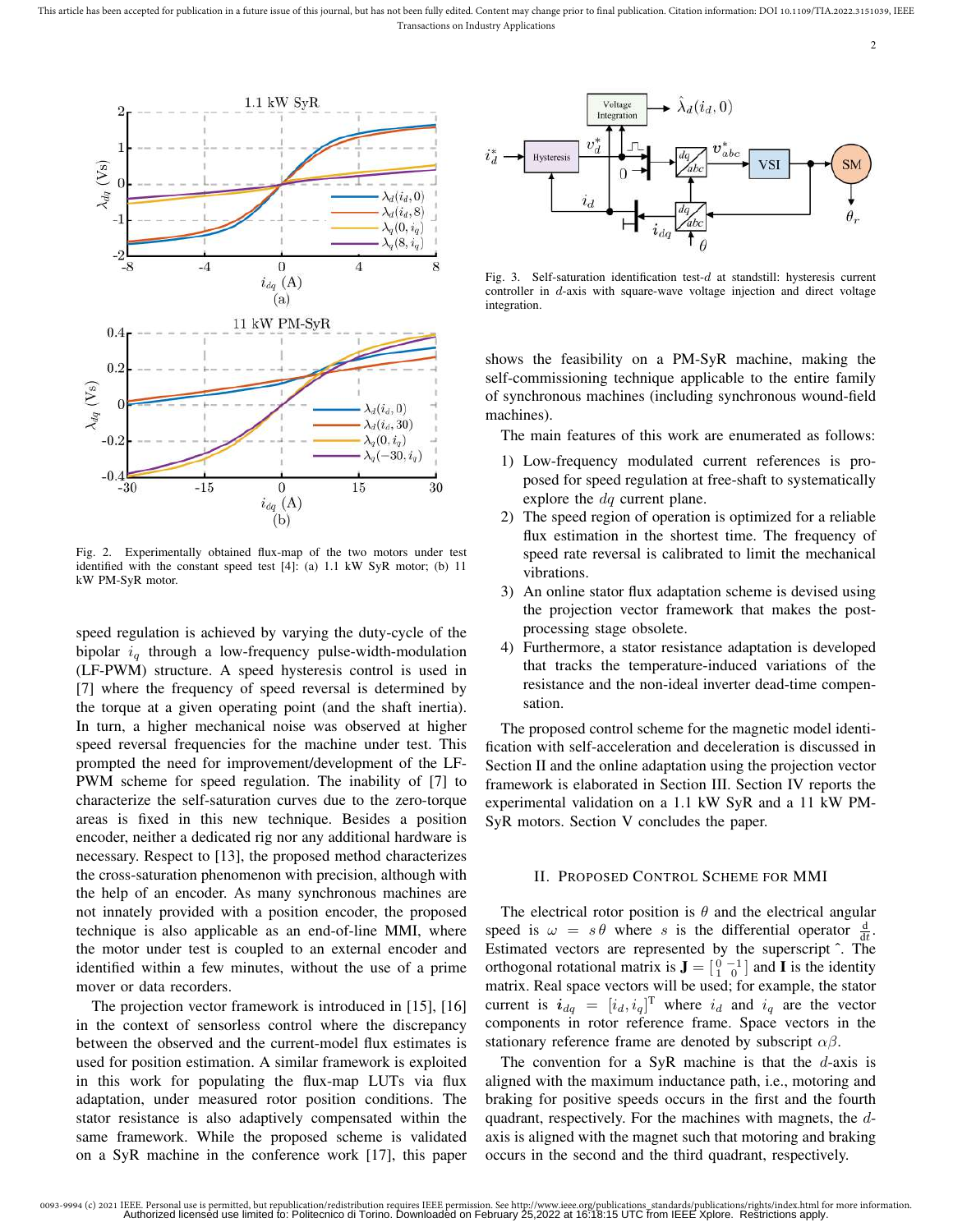Fig. 2. Experimentally obtained flux-map of the two motors under test identified with the constant speed test [4]: (a) 1.1 kW SyR motor; (b) 11 kW PM-SyR motor.

speed regulation is achieved by varying the duty-cycle of the bipolar $i_q$ through a low-frequency pulse-width-modulation (LF-PWM) structure. A speed hysteresis control is used in [7] where the frequency of speed reversal is determined by the torque at a given operating point (and the shaft inertia). In turn, a higher mechanical noise was observed at higher speed reversal frequencies for the machine under test. This prompted the need for improvement/development of the LF-PWM scheme for speed regulation. The inability of [7] to characterize the self-saturation curves due to the zero-torque areas is fixed in this new technique. Besides a position encoder, neither a dedicated rig nor any additional hardware is necessary. Respect to [13], the proposed method characterizes the cross-saturation phenomenon with precision, although with the help of an encoder. As many synchronous machines are not innately provided with a position encoder, the proposed technique is also applicable as an end-of-line MMI, where the motor under test is coupled to an external encoder and identified within a few minutes, without the use of a prime mover or data recorders.

The projection vector framework is introduced in [15], [16] in the context of sensorless control where the discrepancy between the observed and the current-model flux estimates is used for position estimation. A similar framework is exploited in this work for populating the flux-map LUTs via flux adaptation, under measured rotor position conditions. The stator resistance is also adaptively compensated within the same framework. While the proposed scheme is validated on a SyR machine in the conference work [17], this paper shows the feasibility on a PM-SyR machine, making the self-commissioning technique applicable to the entire family of synchronous machines (including synchronous wound-field machines).

Fig. 3. Self-saturation identification test-$d$ at standstill: hysteresis current controller in $d$-axis with square-wave voltage injection and direct voltage integration.

The main features of this work are enumerated as follows:

1) Low-frequency modulated current references is proposed for speed regulation at free-shaft to systematically explore the $dq$ current plane.
2) The speed region of operation is optimized for a reliable flux estimation in the shortest time. The frequency of speed rate reversal is calibrated to limit the mechanical vibrations.
3) An online stator flux adaptation scheme is devised using the projection vector framework that makes the post-processing stage obsolete.
4) Furthermore, a stator resistance adaptation is developed that tracks the temperature-induced variations of the resistance and the non-ideal inverter dead-time compensation.

The proposed control scheme for the magnetic model identification with self-acceleration and deceleration is discussed in Section II and the online adaptation using the projection vector framework is elaborated in Section III. Section IV reports the experimental validation on a 1.1 kW SyR and a 11 kW PM-SyR motors. Section V concludes the paper.

## II. Proposed Control Scheme for MMI

The electrical rotor position is $\theta$ and the electrical angular speed is $\omega = s\,\theta$ where $s$ is the differential operator $\frac{\mathrm{d}}{\mathrm{d}t}$. Estimated vectors are represented by the superscript $\hat{}$. The orthogonal rotational matrix is $\mathbf{J} = \left[\begin{smallmatrix} 0 & -1 \\ 1 & 0 \end{smallmatrix}\right]$ and $\mathbf{I}$ is the identity matrix. Real space vectors will be used; for example, the stator current is $\boldsymbol{i}_{dq} = [i_d, i_q]^{\mathrm{T}}$ where $i_d$ and $i_q$ are the vector components in rotor reference frame. Space vectors in the stationary reference frame are denoted by subscript $\alpha\beta$.

The convention for a SyR machine is that the $d$-axis is aligned with the maximum inductance path, i.e., motoring and braking for positive speeds occurs in the first and the fourth quadrant, respectively. For the machines with magnets, the $d$-axis is aligned with the magnet such that motoring and braking occurs in the second and the third quadrant, respectively.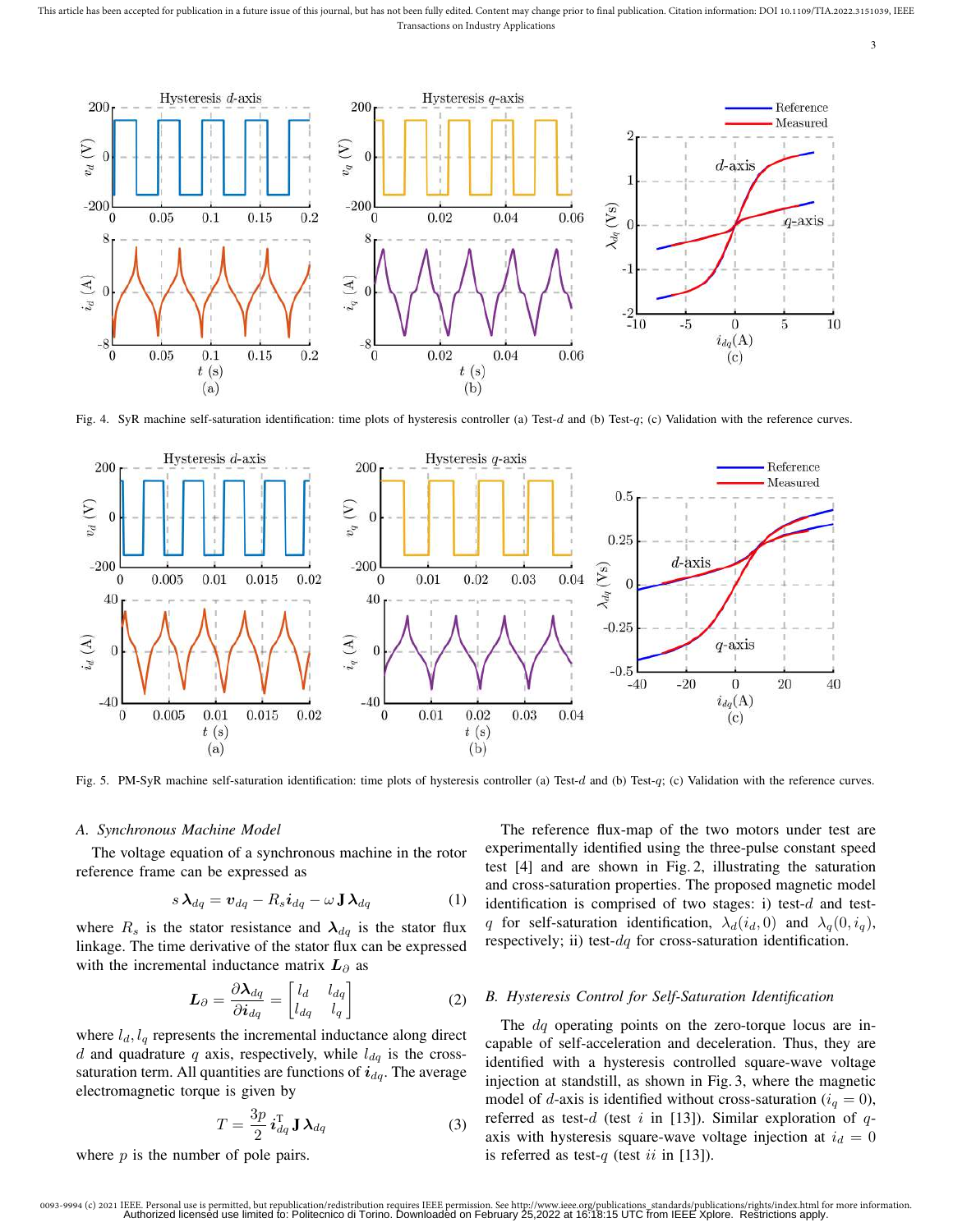Fig. 4. SyR machine self-saturation identification: time plots of hysteresis controller (a) Test-$d$ and (b) Test-$q$; (c) Validation with the reference curves.

Fig. 5. PM-SyR machine self-saturation identification: time plots of hysteresis controller (a) Test-$d$ and (b) Test-$q$; (c) Validation with the reference curves.

### A. Synchronous Machine Model

The voltage equation of a synchronous machine in the rotor reference frame can be expressed as

$$s\,\boldsymbol{\lambda}_{dq} = \boldsymbol{v}_{dq} - R_s \boldsymbol{i}_{dq} - \omega\,\mathbf{J}\,\boldsymbol{\lambda}_{dq} \tag{1}$$

where $R_s$ is the stator resistance and $\boldsymbol{\lambda}_{dq}$ is the stator flux linkage. The time derivative of the stator flux can be expressed with the incremental inductance matrix $\boldsymbol{L}_\partial$ as

$$\boldsymbol{L}_\partial = \frac{\partial \boldsymbol{\lambda}_{dq}}{\partial \boldsymbol{i}_{dq}} = \begin{bmatrix} l_d & l_{dq} \\ l_{dq} & l_q \end{bmatrix} \tag{2}$$

where $l_d, l_q$ represents the incremental inductance along direct $d$ and quadrature $q$ axis, respectively, while $l_{dq}$ is the cross-saturation term. All quantities are functions of $\boldsymbol{i}_{dq}$. The average electromagnetic torque is given by

$$T = \frac{3p}{2}\,\boldsymbol{i}_{dq}^{\mathrm{T}}\,\mathbf{J}\,\boldsymbol{\lambda}_{dq} \tag{3}$$

where $p$ is the number of pole pairs.

The reference flux-map of the two motors under test are experimentally identified using the three-pulse constant speed test [4] and are shown in Fig. 2, illustrating the saturation and cross-saturation properties. The proposed magnetic model identification is comprised of two stages: i) test-$d$ and test-$q$ for self-saturation identification, $\lambda_d(i_d, 0)$ and $\lambda_q(0, i_q)$, respectively; ii) test-$dq$ for cross-saturation identification.

### B. Hysteresis Control for Self-Saturation Identification

The $dq$ operating points on the zero-torque locus are incapable of self-acceleration and deceleration. Thus, they are identified with a hysteresis controlled square-wave voltage injection at standstill, as shown in Fig. 3, where the magnetic model of $d$-axis is identified without cross-saturation ($i_q = 0$), referred as test-$d$ (test $i$ in [13]). Similar exploration of $q$-axis with hysteresis square-wave voltage injection at $i_d = 0$ is referred as test-$q$ (test $ii$ in [13]).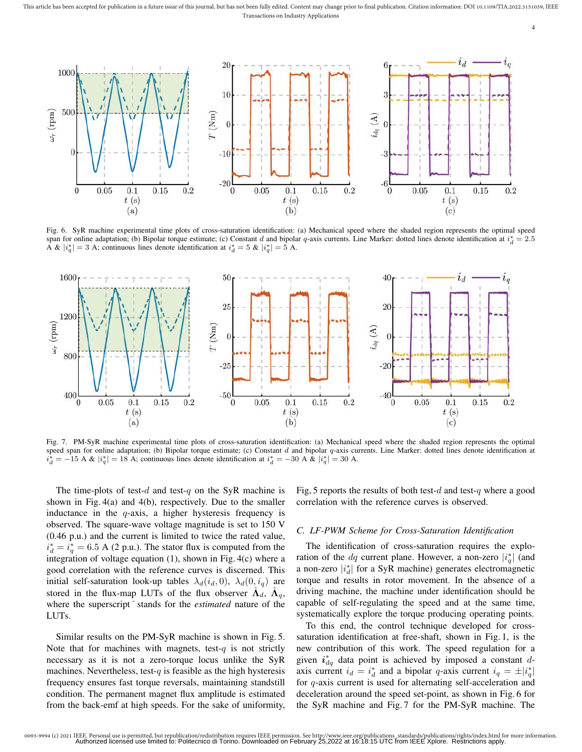Fig. 6. SyR machine experimental time plots of cross-saturation identification: (a) Mechanical speed where the shaded region represents the optimal speed span for online adaptation; (b) Bipolar torque estimate; (c) Constant $d$ and bipolar $q$-axis currents. Line Marker: dotted lines denote identification at $i_d^* = 2.5$ A & $|i_q^*| = 3$ A; continuous lines denote identification at $i_d^* = 5$ & $|i_q^*| = 5$ A.

Fig. 7. PM-SyR machine experimental time plots of cross-saturation identification: (a) Mechanical speed where the shaded region represents the optimal speed span for online adaptation; (b) Bipolar torque estimate; (c) Constant $d$ and bipolar $q$-axis currents. Line Marker: dotted lines denote identification at $i_d^* = -15$ A & $|i_q^*| = 18$ A; continuous lines denote identification at $i_d^* = -30$ A & $|i_q^*| = 30$ A.

The time-plots of test-$d$ and test-$q$ on the SyR machine is shown in Fig. 4(a) and 4(b), respectively. Due to the smaller inductance in the $q$-axis, a higher hysteresis frequency is observed. The square-wave voltage magnitude is set to 150 V (0.46 p.u.) and the current is limited to twice the rated value, $i_d^* = i_q^* = 6.5$ A (2 p.u.). The stator flux is computed from the integration of voltage equation (1), shown in Fig. 4(c) where a good correlation with the reference curves is discerned. This initial self-saturation look-up tables $\lambda_d(i_d, 0)$, $\lambda_d(0, i_q)$ are stored in the flux-map LUTs of the flux observer $\hat{\Lambda}_d$, $\hat{\Lambda}_q$, where the superscript $\hat{}$ stands for the *estimated* nature of the LUTs.

Similar results on the PM-SyR machine is shown in Fig. 5. Note that for machines with magnets, test-$q$ is not strictly necessary as it is not a zero-torque locus unlike the SyR machines. Nevertheless, test-$q$ is feasible as the high hysteresis frequency ensures fast torque reversals, maintaining standstill condition. The permanent magnet flux amplitude is estimated from the back-emf at high speeds. For the sake of uniformity, Fig, 5 reports the results of both test-$d$ and test-$q$ where a good correlation with the reference curves is observed.

### C. LF-PWM Scheme for Cross-Saturation Identification

The identification of cross-saturation requires the exploration of the $dq$ current plane. However, a non-zero $|i_q^*|$ (and a non-zero $|i_d^*|$ for a SyR machine) generates electromagnetic torque and results in rotor movement. In the absence of a driving machine, the machine under identification should be capable of self-regulating the speed and at the same time, systematically explore the torque producing operating points.

To this end, the control technique developed for cross-saturation identification at free-shaft, shown in Fig. 1, is the new contribution of this work. The speed regulation for a given $\boldsymbol{i}_{dq}^*$ data point is achieved by imposed a constant $d$-axis current $i_d = i_d^*$ and a bipolar $q$-axis current $i_q = \pm|i_q^*|$ for $q$-axis current is used for alternating self-acceleration and deceleration around the speed set-point, as shown in Fig. 6 for the SyR machine and Fig. 7 for the PM-SyR machine. The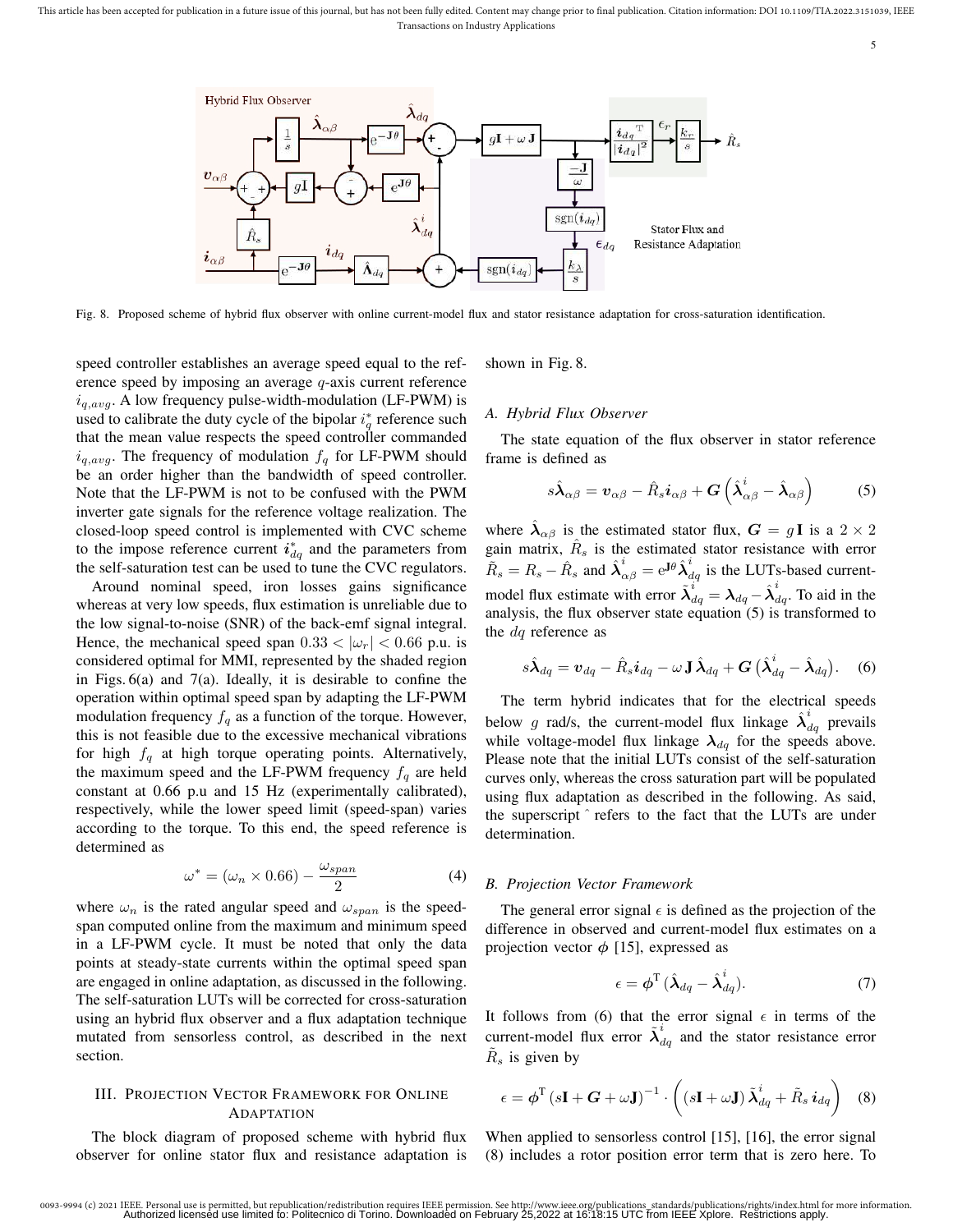Fig. 8. Proposed scheme of hybrid flux observer with online current-model flux and stator resistance adaptation for cross-saturation identification.

speed controller establishes an average speed equal to the reference speed by imposing an average $q$-axis current reference $i_{q,avg}$. A low frequency pulse-width-modulation (LF-PWM) is used to calibrate the duty cycle of the bipolar $i_q^*$ reference such that the mean value respects the speed controller commanded $i_{q,avg}$. The frequency of modulation $f_q$ for LF-PWM should be an order higher than the bandwidth of speed controller. Note that the LF-PWM is not to be confused with the PWM inverter gate signals for the reference voltage realization. The closed-loop speed control is implemented with CVC scheme to the impose reference current $\boldsymbol{i}_{dq}^*$ and the parameters from the self-saturation test can be used to tune the CVC regulators.

Around nominal speed, iron losses gains significance whereas at very low speeds, flux estimation is unreliable due to the low signal-to-noise (SNR) of the back-emf signal integral. Hence, the mechanical speed span $0.33 < |\omega_r| < 0.66$ p.u. is considered optimal for MMI, represented by the shaded region in Figs. 6(a) and 7(a). Ideally, it is desirable to confine the operation within optimal speed span by adapting the LF-PWM modulation frequency $f_q$ as a function of the torque. However, this is not feasible due to the excessive mechanical vibrations for high $f_q$ at high torque operating points. Alternatively, the maximum speed and the LF-PWM frequency $f_q$ are held constant at 0.66 p.u and 15 Hz (experimentally calibrated), respectively, while the lower speed limit (speed-span) varies according to the torque. To this end, the speed reference is determined as

$$\omega^* = (\omega_n \times 0.66) - \frac{\omega_{span}}{2} \tag{4}$$

where $\omega_n$ is the rated angular speed and $\omega_{span}$ is the speed-span computed online from the maximum and minimum speed in a LF-PWM cycle. It must be noted that only the data points at steady-state currents within the optimal speed span are engaged in online adaptation, as discussed in the following. The self-saturation LUTs will be corrected for cross-saturation using an hybrid flux observer and a flux adaptation technique mutated from sensorless control, as described in the next section.

## III. Projection Vector Framework for Online Adaptation

The block diagram of proposed scheme with hybrid flux observer for online stator flux and resistance adaptation is shown in Fig. 8.

### A. Hybrid Flux Observer

The state equation of the flux observer in stator reference frame is defined as

$$s\hat{\boldsymbol{\lambda}}_{\alpha\beta} = \boldsymbol{v}_{\alpha\beta} - \hat{R}_s \boldsymbol{i}_{\alpha\beta} + \boldsymbol{G}\left(\hat{\boldsymbol{\lambda}}_{\alpha\beta}^i - \hat{\boldsymbol{\lambda}}_{\alpha\beta}\right) \tag{5}$$

where $\hat{\boldsymbol{\lambda}}_{\alpha\beta}$ is the estimated stator flux, $\boldsymbol{G} = g\mathbf{I}$ is a $2\times 2$ gain matrix, $\hat{R}_s$ is the estimated stator resistance with error $\tilde{R}_s = R_s - \hat{R}_s$ and $\hat{\boldsymbol{\lambda}}_{\alpha\beta}^i = \mathrm{e}^{\mathbf{J}\theta}\hat{\boldsymbol{\lambda}}_{dq}^i$ is the LUTs-based current-model flux estimate with error $\tilde{\boldsymbol{\lambda}}_{dq}^i = \boldsymbol{\lambda}_{dq} - \hat{\boldsymbol{\lambda}}_{dq}^i$. To aid in the analysis, the flux observer state equation (5) is transformed to the $dq$ reference as

$$s\hat{\boldsymbol{\lambda}}_{dq} = \boldsymbol{v}_{dq} - \hat{R}_s \boldsymbol{i}_{dq} - \omega\,\mathbf{J}\,\hat{\boldsymbol{\lambda}}_{dq} + \boldsymbol{G}\left(\hat{\boldsymbol{\lambda}}_{dq}^i - \hat{\boldsymbol{\lambda}}_{dq}\right). \tag{6}$$

The term hybrid indicates that for the electrical speeds below $g$ rad/s, the current-model flux linkage $\hat{\boldsymbol{\lambda}}_{dq}^i$ prevails while voltage-model flux linkage $\boldsymbol{\lambda}_{dq}$ for the speeds above. Please note that the initial LUTs consist of the self-saturation curves only, whereas the cross saturation part will be populated using flux adaptation as described in the following. As said, the superscript ˆ refers to the fact that the LUTs are under determination.

### B. Projection Vector Framework

The general error signal $\epsilon$ is defined as the projection of the difference in observed and current-model flux estimates on a projection vector $\boldsymbol{\phi}$ [15], expressed as

$$\epsilon = \boldsymbol{\phi}^{\mathrm{T}}\,(\hat{\boldsymbol{\lambda}}_{dq} - \hat{\boldsymbol{\lambda}}_{dq}^i). \tag{7}$$

It follows from (6) that the error signal $\epsilon$ in terms of the current-model flux error $\tilde{\boldsymbol{\lambda}}_{dq}^i$ and the stator resistance error $\tilde{R}_s$ is given by

$$\epsilon = \boldsymbol{\phi}^{\mathrm{T}}\,(s\mathbf{I} + \boldsymbol{G} + \omega\mathbf{J})^{-1} \cdot \left((s\mathbf{I} + \omega\mathbf{J})\,\tilde{\boldsymbol{\lambda}}_{dq}^i + \tilde{R}_s\,\boldsymbol{i}_{dq}\right) \tag{8}$$

When applied to sensorless control [15], [16], the error signal (8) includes a rotor position error term that is zero here. To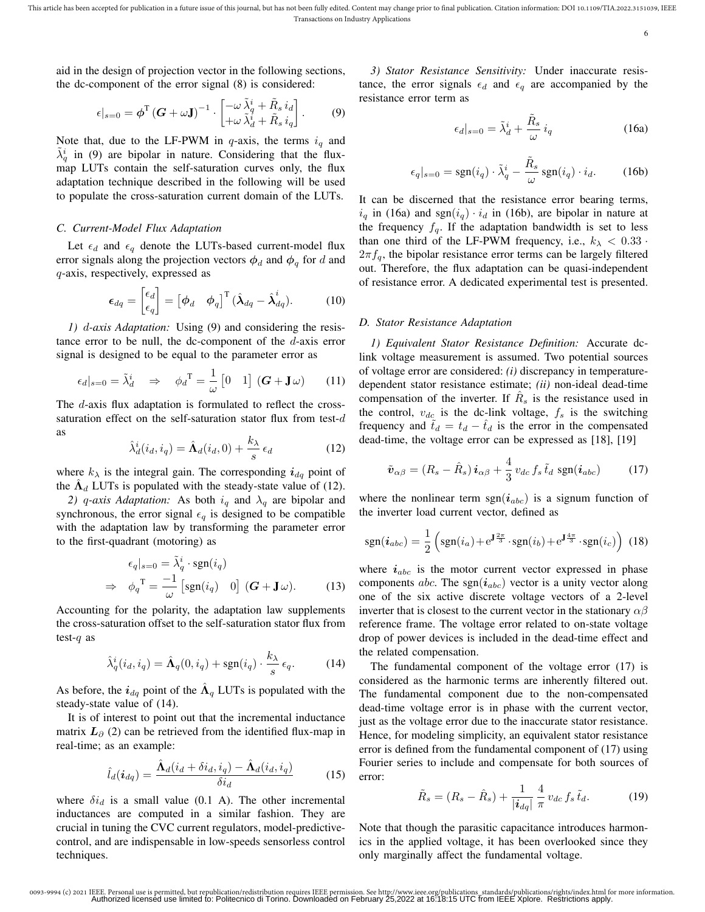aid in the design of projection vector in the following sections, the dc-component of the error signal (8) is considered:

$$\epsilon|_{s=0} = \boldsymbol{\phi}^{\mathrm{T}} \left(\boldsymbol{G} + \omega\mathbf{J}\right)^{-1} \cdot \begin{bmatrix} -\omega\, \tilde{\lambda}_q^i + \tilde{R}_s\, i_d \\ +\omega\, \tilde{\lambda}_d^i + \tilde{R}_s\, i_q \end{bmatrix}. \qquad (9)$$

Note that, due to the LF-PWM in $q$-axis, the terms $i_q$ and $\tilde{\lambda}_q^i$ in (9) are bipolar in nature. Considering that the flux-map LUTs contain the self-saturation curves only, the flux adaptation technique described in the following will be used to populate the cross-saturation current domain of the LUTs.

### C. Current-Model Flux Adaptation

Let $\epsilon_d$ and $\epsilon_q$ denote the LUTs-based current-model flux error signals along the projection vectors $\boldsymbol{\phi}_d$ and $\boldsymbol{\phi}_q$ for $d$ and $q$-axis, respectively, expressed as

$$\boldsymbol{\epsilon}_{dq} = \begin{bmatrix} \epsilon_d \\ \epsilon_q \end{bmatrix} = \begin{bmatrix} \boldsymbol{\phi}_d & \boldsymbol{\phi}_q \end{bmatrix}^{\mathrm{T}} (\hat{\boldsymbol{\lambda}}_{dq} - \hat{\boldsymbol{\lambda}}_{dq}^{i}). \qquad (10)$$

*1) $d$-axis Adaptation:* Using (9) and considering the resistance error to be null, the dc-component of the $d$-axis error signal is designed to be equal to the parameter error as

$$\epsilon_d|_{s=0} = \tilde{\lambda}_d^i \quad \Rightarrow \quad {\phi_d}^{\mathrm{T}} = \frac{1}{\omega} \begin{bmatrix} 0 & 1 \end{bmatrix} (\boldsymbol{G} + \mathbf{J}\,\omega) \qquad (11)$$

The $d$-axis flux adaptation is formulated to reflect the cross-saturation effect on the self-saturation stator flux from test-$d$ as

$$\hat{\lambda}_d^i(i_d, i_q) = \hat{\boldsymbol{\Lambda}}_d(i_d, 0) + \frac{k_\lambda}{s}\, \epsilon_d \qquad (12)$$

where $k_\lambda$ is the integral gain. The corresponding $\boldsymbol{i}_{dq}$ point of the $\hat{\boldsymbol{\Lambda}}_d$ LUTs is populated with the steady-state value of (12).

*2) $q$-axis Adaptation:* As both $i_q$ and $\lambda_q$ are bipolar and synchronous, the error signal $\epsilon_q$ is designed to be compatible with the adaptation law by transforming the parameter error to the first-quadrant (motoring) as

$$\begin{aligned} \epsilon_q|_{s=0} &= \tilde{\lambda}_q^i \cdot \mathrm{sgn}(i_q) \\ \Rightarrow \quad {\phi_q}^{\mathrm{T}} &= \frac{-1}{\omega} \begin{bmatrix} \mathrm{sgn}(i_q) & 0 \end{bmatrix} (\boldsymbol{G} + \mathbf{J}\,\omega). \end{aligned} \qquad (13)$$

Accounting for the polarity, the adaptation law supplements the cross-saturation offset to the self-saturation stator flux from test-$q$ as

$$\hat{\lambda}_q^i(i_d, i_q) = \hat{\boldsymbol{\Lambda}}_q(0, i_q) + \mathrm{sgn}(i_q) \cdot \frac{k_\lambda}{s}\, \epsilon_q. \qquad (14)$$

As before, the $\boldsymbol{i}_{dq}$ point of the $\hat{\boldsymbol{\Lambda}}_q$ LUTs is populated with the steady-state value of (14).

It is of interest to point out that the incremental inductance matrix $\boldsymbol{L}_\partial$ (2) can be retrieved from the identified flux-map in real-time; as an example:

$$\hat{l}_d(\boldsymbol{i}_{dq}) = \frac{\hat{\boldsymbol{\Lambda}}_d(i_d + \delta i_d, i_q) - \hat{\boldsymbol{\Lambda}}_d(i_d, i_q)}{\delta i_d} \qquad (15)$$

where $\delta i_d$ is a small value (0.1 A). The other incremental inductances are computed in a similar fashion. They are crucial in tuning the CVC current regulators, model-predictive-control, and are indispensable in low-speeds sensorless control techniques.

*3) Stator Resistance Sensitivity:* Under inaccurate resistance, the error signals $\epsilon_d$ and $\epsilon_q$ are accompanied by the resistance error term as

$$\epsilon_d|_{s=0} = \tilde{\lambda}_d^i + \frac{\tilde{R}_s}{\omega}\, i_q \qquad (16a)$$

$$\epsilon_q|_{s=0} = \mathrm{sgn}(i_q) \cdot \tilde{\lambda}_q^i - \frac{\tilde{R}_s}{\omega}\, \mathrm{sgn}(i_q) \cdot i_d. \qquad (16b)$$

It can be discerned that the resistance error bearing terms, $i_q$ in (16a) and $\mathrm{sgn}(i_q) \cdot i_d$ in (16b), are bipolar in nature at the frequency $f_q$. If the adaptation bandwidth is set to less than one third of the LF-PWM frequency, i.e., $k_\lambda < 0.33 \cdot 2\pi f_q$, the bipolar resistance error terms can be largely filtered out. Therefore, the flux adaptation can be quasi-independent of resistance error. A dedicated experimental test is presented.

### D. Stator Resistance Adaptation

*1) Equivalent Stator Resistance Definition:* Accurate dc-link voltage measurement is assumed. Two potential sources of voltage error are considered: *(i)* discrepancy in temperature-dependent stator resistance estimate; *(ii)* non-ideal dead-time compensation of the inverter. If $\hat{R}_s$ is the resistance used in the control, $v_{dc}$ is the dc-link voltage, $f_s$ is the switching frequency and $\tilde{t}_d = t_d - \hat{t}_d$ is the error in the compensated dead-time, the voltage error can be expressed as [18], [19]

$$\tilde{\boldsymbol{v}}_{\alpha\beta} = (R_s - \hat{R}_s)\, \boldsymbol{i}_{\alpha\beta} + \frac{4}{3}\, v_{dc}\, f_s\, \tilde{t}_d\, \mathrm{sgn}(\boldsymbol{i}_{abc}) \qquad (17)$$

where the nonlinear term $\mathrm{sgn}(\boldsymbol{i}_{abc})$ is a signum function of the inverter load current vector, defined as

$$\mathrm{sgn}(\boldsymbol{i}_{abc}) = \frac{1}{2} \left( \mathrm{sgn}(i_a) + \mathrm{e}^{\mathbf{J}\frac{2\pi}{3}} \cdot \mathrm{sgn}(i_b) + \mathrm{e}^{\mathbf{J}\frac{4\pi}{3}} \cdot \mathrm{sgn}(i_c) \right) \qquad (18)$$

where $\boldsymbol{i}_{abc}$ is the motor current vector expressed in phase components $abc$. The $\mathrm{sgn}(\boldsymbol{i}_{abc})$ vector is a unity vector along one of the six active discrete voltage vectors of a 2-level inverter that is closest to the current vector in the stationary $\alpha\beta$ reference frame. The voltage error related to on-state voltage drop of power devices is included in the dead-time effect and the related compensation.

The fundamental component of the voltage error (17) is considered as the harmonic terms are inherently filtered out. The fundamental component due to the non-compensated dead-time voltage error is in phase with the current vector, just as the voltage error due to the inaccurate stator resistance. Hence, for modeling simplicity, an equivalent stator resistance error is defined from the fundamental component of (17) using Fourier series to include and compensate for both sources of error:

$$\tilde{R}_s = (R_s - \hat{R}_s) + \frac{1}{|\boldsymbol{i}_{dq}|}\, \frac{4}{\pi}\, v_{dc}\, f_s\, \tilde{t}_d. \qquad (19)$$

Note that though the parasitic capacitance introduces harmonics in the applied voltage, it has been overlooked since they only marginally affect the fundamental voltage.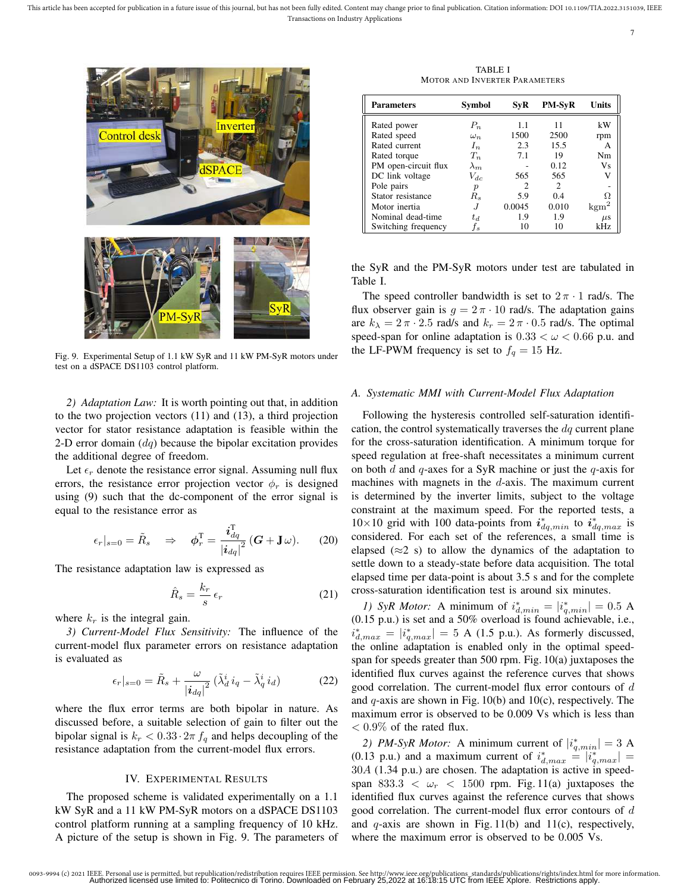Fig. 9. Experimental Setup of 1.1 kW SyR and 11 kW PM-SyR motors under test on a dSPACE DS1103 control platform.

*2) Adaptation Law:* It is worth pointing out that, in addition to the two projection vectors (11) and (13), a third projection vector for stator resistance adaptation is feasible within the 2-D error domain ($dq$) because the bipolar excitation provides the additional degree of freedom.

Let $\epsilon_r$ denote the resistance error signal. Assuming null flux errors, the resistance error projection vector $\phi_r$ is designed using (9) such that the dc-component of the error signal is equal to the resistance error as

$$\epsilon_r|_{s=0} = \tilde{R}_s \quad \Rightarrow \quad \boldsymbol{\phi}_r^{\mathrm{T}} = \frac{\boldsymbol{i}_{dq}^{\mathrm{T}}}{|\boldsymbol{i}_{dq}|^2} \left(\boldsymbol{G} + \mathbf{J}\,\omega\right). \tag{20}$$

The resistance adaptation law is expressed as

$$\hat{R}_s = \frac{k_r}{s}\,\epsilon_r \tag{21}$$

where $k_r$ is the integral gain.

*3) Current-Model Flux Sensitivity:* The influence of the current-model flux parameter errors on resistance adaptation is evaluated as

$$\epsilon_r|_{s=0} = \tilde{R}_s + \frac{\omega}{|\boldsymbol{i}_{dq}|^2}\left(\tilde{\lambda}_d^i\, i_q - \tilde{\lambda}_q^i\, i_d\right) \tag{22}$$

where the flux error terms are both bipolar in nature. As discussed before, a suitable selection of gain to filter out the bipolar signal is $k_r < 0.33 \cdot 2\pi\, f_q$ and helps decoupling of the resistance adaptation from the current-model flux errors.

## IV. Experimental Results

The proposed scheme is validated experimentally on a 1.1 kW SyR and a 11 kW PM-SyR motors on a dSPACE DS1103 control platform running at a sampling frequency of 10 kHz. A picture of the setup is shown in Fig. 9. The parameters of the SyR and the PM-SyR motors under test are tabulated in Table I.

TABLE I
Motor and Inverter Parameters

| Parameters | Symbol | SyR | PM-SyR | Units |
|---|---|---|---|---|
| Rated power | $P_n$ | 1.1 | 11 | kW |
| Rated speed | $\omega_n$ | 1500 | 2500 | rpm |
| Rated current | $I_n$ | 2.3 | 15.5 | A |
| Rated torque | $T_n$ | 7.1 | 19 | Nm |
| PM open-circuit flux | $\lambda_m$ | - | 0.12 | Vs |
| DC link voltage | $V_{dc}$ | 565 | 565 | V |
| Pole pairs | $p$ | 2 | 2 | - |
| Stator resistance | $R_s$ | 5.9 | 0.4 | $\Omega$ |
| Motor inertia | $J$ | 0.0045 | 0.010 | kgm$^2$ |
| Nominal dead-time | $t_d$ | 1.9 | 1.9 | $\mu$s |
| Switching frequency | $f_s$ | 10 | 10 | kHz |

The speed controller bandwidth is set to $2\pi \cdot 1$ rad/s. The flux observer gain is $g = 2\pi \cdot 10$ rad/s. The adaptation gains are $k_\lambda = 2\pi \cdot 2.5$ rad/s and $k_r = 2\pi \cdot 0.5$ rad/s. The optimal speed-span for online adaptation is $0.33 < \omega < 0.66$ p.u. and the LF-PWM frequency is set to $f_q = 15$ Hz.

### A. Systematic MMI with Current-Model Flux Adaptation

Following the hysteresis controlled self-saturation identification, the control systematically traverses the $dq$ current plane for the cross-saturation identification. A minimum torque for speed regulation at free-shaft necessitates a minimum current on both $d$ and $q$-axes for a SyR machine or just the $q$-axis for machines with magnets in the $d$-axis. The maximum current is determined by the inverter limits, subject to the voltage constraint at the maximum speed. For the reported tests, a $10{\times}10$ grid with 100 data-points from $\boldsymbol{i}^*_{dq,min}$ to $\boldsymbol{i}^*_{dq,max}$ is considered. For each set of the references, a small time is elapsed ($\approx$2 s) to allow the dynamics of the adaptation to settle down to a steady-state before data acquisition. The total elapsed time per data-point is about 3.5 s and for the complete cross-saturation identification test is around six minutes.

*1) SyR Motor:* A minimum of $i^*_{d,min} = |i^*_{q,min}| = 0.5$ A (0.15 p.u.) is set and a 50% overload is found achievable, i.e., $i^*_{d,max} = |i^*_{q,max}| = 5$ A (1.5 p.u.). As formerly discussed, the online adaptation is enabled only in the optimal speed-span for speeds greater than 500 rpm. Fig. 10(a) juxtaposes the identified flux curves against the reference curves that shows good correlation. The current-model flux error contours of $d$ and $q$-axis are shown in Fig. 10(b) and 10(c), respectively. The maximum error is observed to be 0.009 Vs which is less than $< 0.9\%$ of the rated flux.

*2) PM-SyR Motor:* A minimum current of $|i^*_{q,min}| = 3$ A (0.13 p.u.) and a maximum current of $i^*_{d,max} = |i^*_{q,max}| = 30A$ (1.34 p.u.) are chosen. The adaptation is active in speed-span $833.3 < \omega_r < 1500$ rpm. Fig. 11(a) juxtaposes the identified flux curves against the reference curves that shows good correlation. The current-model flux error contours of $d$ and $q$-axis are shown in Fig. 11(b) and 11(c), respectively, where the maximum error is observed to be 0.005 Vs.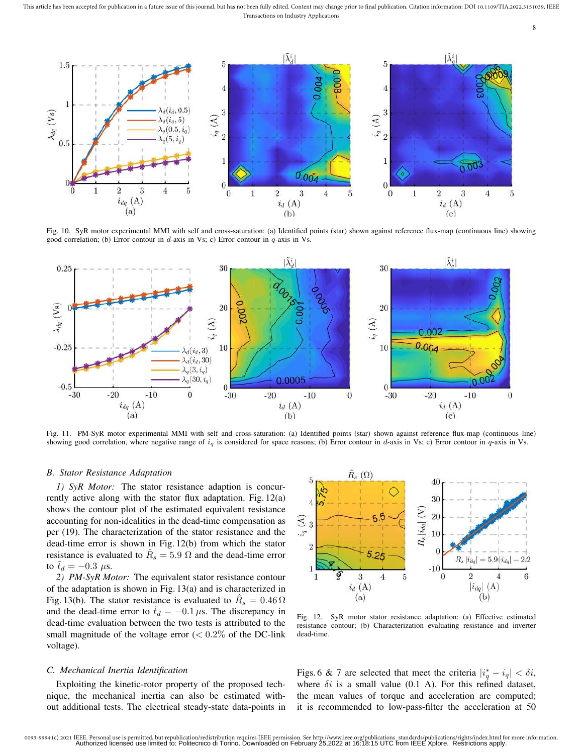Fig. 10. SyR motor experimental MMI with self and cross-saturation: (a) Identified points (star) shown against reference flux-map (continuous line) showing good correlation; (b) Error contour in $d$-axis in Vs; c) Error contour in $q$-axis in Vs.

Fig. 11. PM-SyR motor experimental MMI with self and cross-saturation: (a) Identified points (star) shown against reference flux-map (continuous line) showing good correlation, where negative range of $i_q$ is considered for space reasons; (b) Error contour in $d$-axis in Vs; c) Error contour in $q$-axis in Vs.

### B. Stator Resistance Adaptation

*1) SyR Motor:* The stator resistance adaption is concurrently active along with the stator flux adaptation. Fig. 12(a) shows the contour plot of the estimated equivalent resistance accounting for non-idealities in the dead-time compensation as per (19). The characterization of the stator resistance and the dead-time error is shown in Fig. 12(b) from which the stator resistance is evaluated to $\hat{R}_s = 5.9\ \Omega$ and the dead-time error to $\tilde{t}_d = -0.3\ \mu$s.

*2) PM-SyR Motor:* The equivalent stator resistance contour of the adaptation is shown in Fig. 13(a) and is characterized in Fig. 13(b). The stator resistance is evaluated to $\hat{R}_s = 0.46\,\Omega$ and the dead-time error to $\tilde{t}_d = -0.1\,\mu$s. The discrepancy in dead-time evaluation between the two tests is attributed to the small magnitude of the voltage error ($< 0.2\%$ of the DC-link voltage).

Fig. 12. SyR motor stator resistance adaptation: (a) Effective estimated resistance contour; (b) Characterization evaluating resistance and inverter dead-time.

### C. Mechanical Inertia Identification

Exploiting the kinetic-rotor property of the proposed technique, the mechanical inertia can also be estimated without additional tests. The electrical steady-state data-points in Figs. 6 & 7 are selected that meet the criteria $|i_q^* - i_q| < \delta i$, where $\delta i$ is a small value (0.1 A). For this refined dataset, the mean values of torque and acceleration are computed; it is recommended to low-pass-filter the acceleration at 50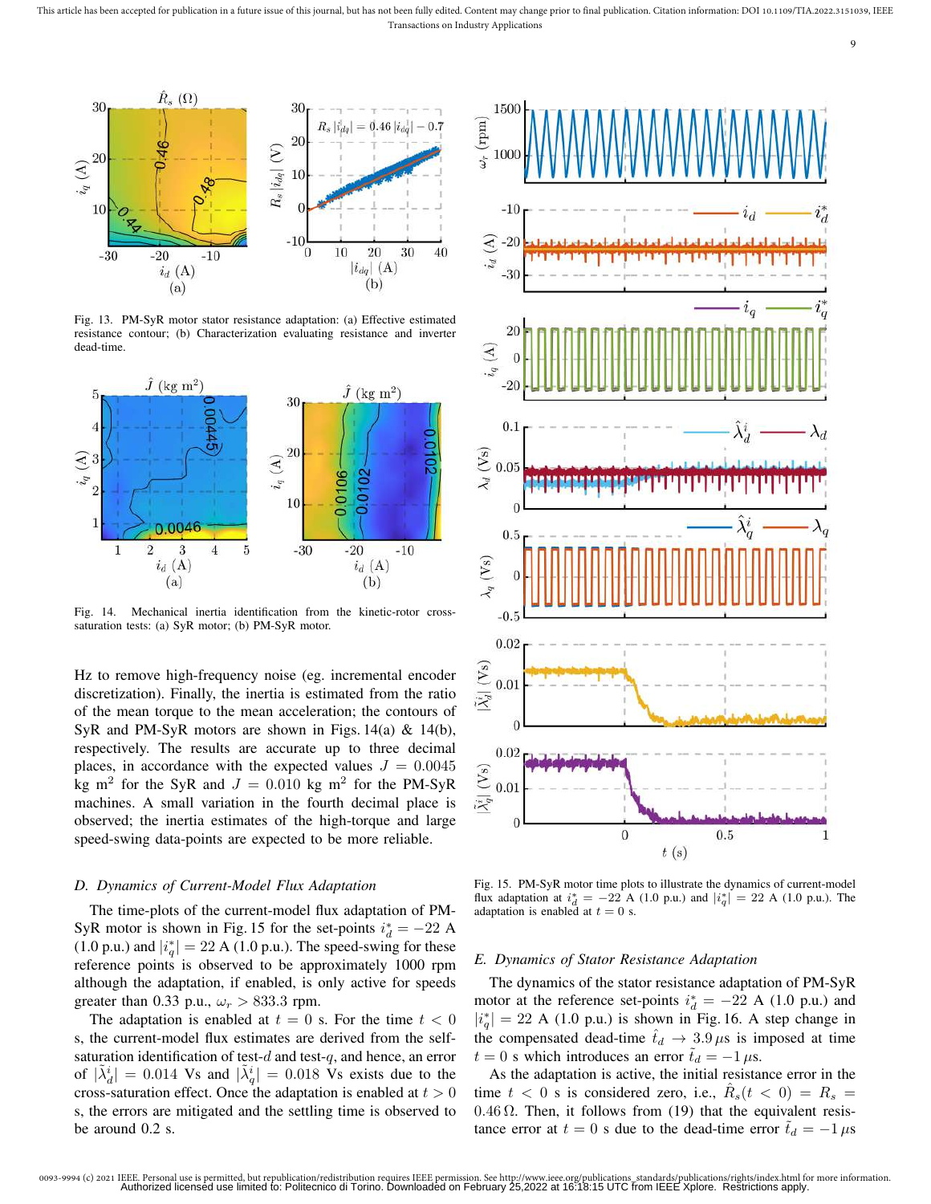Fig. 13. PM-SyR motor stator resistance adaptation: (a) Effective estimated resistance contour; (b) Characterization evaluating resistance and inverter dead-time.

Fig. 14. Mechanical inertia identification from the kinetic-rotor cross-saturation tests: (a) SyR motor; (b) PM-SyR motor.

Hz to remove high-frequency noise (eg. incremental encoder discretization). Finally, the inertia is estimated from the ratio of the mean torque to the mean acceleration; the contours of SyR and PM-SyR motors are shown in Figs. 14(a) & 14(b), respectively. The results are accurate up to three decimal places, in accordance with the expected values $J = 0.0045$ kg m$^2$ for the SyR and $J = 0.010$ kg m$^2$ for the PM-SyR machines. A small variation in the fourth decimal place is observed; the inertia estimates of the high-torque and large speed-swing data-points are expected to be more reliable.

### D. Dynamics of Current-Model Flux Adaptation

The time-plots of the current-model flux adaptation of PM-SyR motor is shown in Fig. 15 for the set-points $i_d^* = -22$ A (1.0 p.u.) and $|i_q^*| = 22$ A (1.0 p.u.). The speed-swing for these reference points is observed to be approximately 1000 rpm although the adaptation, if enabled, is only active for speeds greater than 0.33 p.u., $\omega_r > 833.3$ rpm.

The adaptation is enabled at $t = 0$ s. For the time $t < 0$ s, the current-model flux estimates are derived from the self-saturation identification of test-$d$ and test-$q$, and hence, an error of $|\tilde{\lambda}_d^i| = 0.014$ Vs and $|\tilde{\lambda}_q^i| = 0.018$ Vs exists due to the cross-saturation effect. Once the adaptation is enabled at $t > 0$ s, the errors are mitigated and the settling time is observed to be around 0.2 s.

Fig. 15. PM-SyR motor time plots to illustrate the dynamics of current-model flux adaptation at $i_d^* = -22$ A (1.0 p.u.) and $|i_q^*| = 22$ A (1.0 p.u.). The adaptation is enabled at $t = 0$ s.

### E. Dynamics of Stator Resistance Adaptation

The dynamics of the stator resistance adaptation of PM-SyR motor at the reference set-points $i_d^* = -22$ A (1.0 p.u.) and $|i_q^*| = 22$ A (1.0 p.u.) is shown in Fig. 16. A step change in the compensated dead-time $\hat{t}_d \rightarrow 3.9\,\mu$s is imposed at time $t = 0$ s which introduces an error $\tilde{t}_d = -1\,\mu$s.

As the adaptation is active, the initial resistance error in the time $t < 0$ s is considered zero, i.e., $\hat{R}_s(t < 0) = R_s = 0.46\,\Omega$. Then, it follows from (19) that the equivalent resistance error at $t = 0$ s due to the dead-time error $\tilde{t}_d = -1\,\mu$s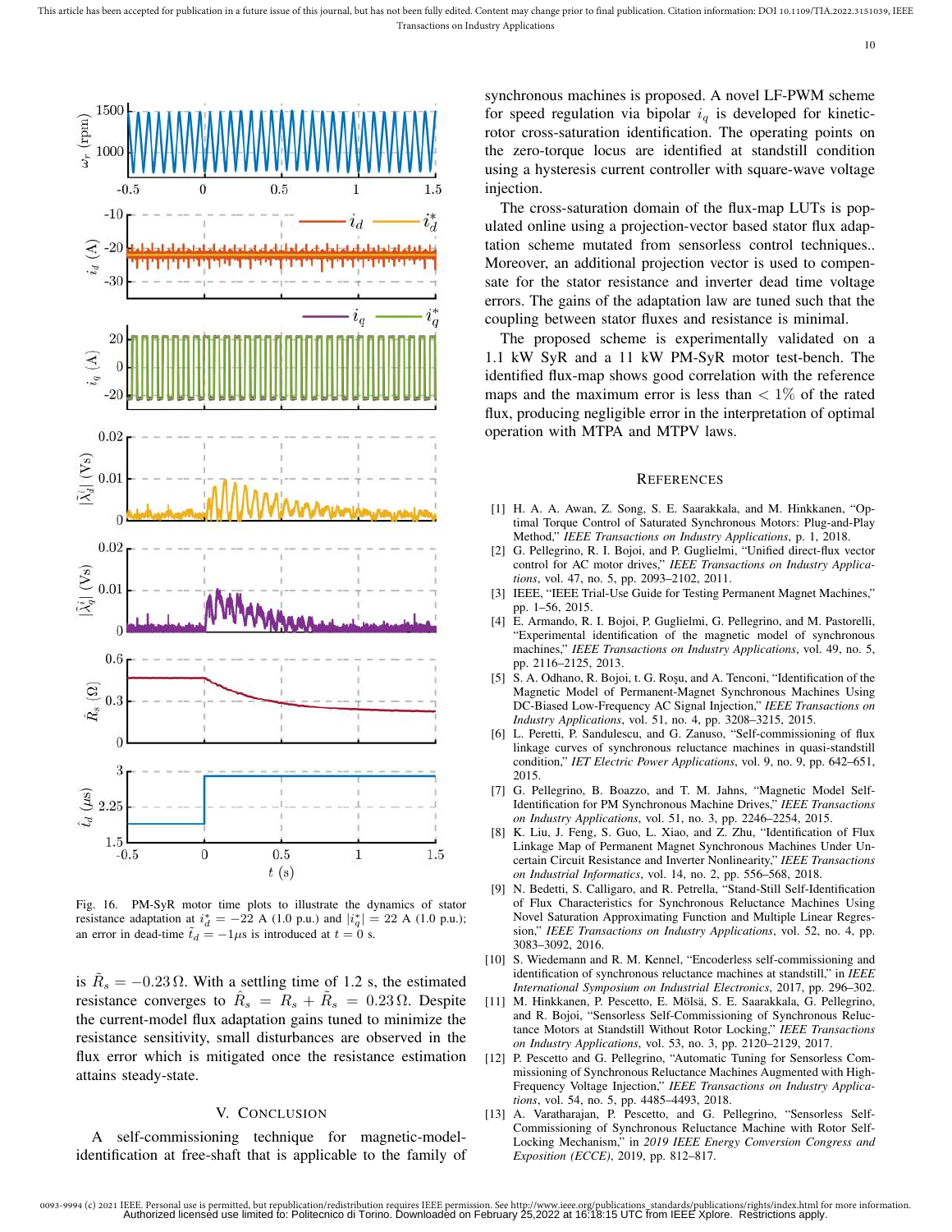Fig. 16. PM-SyR motor time plots to illustrate the dynamics of stator resistance adaptation at $i_d^* = -22$ A (1.0 p.u.) and $|i_q^*| = 22$ A (1.0 p.u.); an error in dead-time $\tilde{t}_d = -1\mu$s is introduced at $t = 0$ s.

is $\tilde{R}_s = -0.23\,\Omega$. With a settling time of 1.2 s, the estimated resistance converges to $\hat{R}_s = R_s + \tilde{R}_s = 0.23\,\Omega$. Despite the current-model flux adaptation gains tuned to minimize the resistance sensitivity, small disturbances are observed in the flux error which is mitigated once the resistance estimation attains steady-state.

## V. Conclusion

A self-commissioning technique for magnetic-model-identification at free-shaft that is applicable to the family of synchronous machines is proposed. A novel LF-PWM scheme for speed regulation via bipolar $i_q$ is developed for kinetic-rotor cross-saturation identification. The operating points on the zero-torque locus are identified at standstill condition using a hysteresis current controller with square-wave voltage injection.

The cross-saturation domain of the flux-map LUTs is populated online using a projection-vector based stator flux adaptation scheme mutated from sensorless control techniques.. Moreover, an additional projection vector is used to compensate for the stator resistance and inverter dead time voltage errors. The gains of the adaptation law are tuned such that the coupling between stator fluxes and resistance is minimal.

The proposed scheme is experimentally validated on a 1.1 kW SyR and a 11 kW PM-SyR motor test-bench. The identified flux-map shows good correlation with the reference maps and the maximum error is less than $< 1\%$ of the rated flux, producing negligible error in the interpretation of optimal operation with MTPA and MTPV laws.

## References

[1] H. A. A. Awan, Z. Song, S. E. Saarakkala, and M. Hinkkanen, "Optimal Torque Control of Saturated Synchronous Motors: Plug-and-Play Method," *IEEE Transactions on Industry Applications*, p. 1, 2018.

[2] G. Pellegrino, R. I. Bojoi, and P. Guglielmi, "Unified direct-flux vector control for AC motor drives," *IEEE Transactions on Industry Applications*, vol. 47, no. 5, pp. 2093–2102, 2011.

[3] IEEE, "IEEE Trial-Use Guide for Testing Permanent Magnet Machines," pp. 1–56, 2015.

[4] E. Armando, R. I. Bojoi, P. Guglielmi, G. Pellegrino, and M. Pastorelli, "Experimental identification of the magnetic model of synchronous machines," *IEEE Transactions on Industry Applications*, vol. 49, no. 5, pp. 2116–2125, 2013.

[5] S. A. Odhano, R. Bojoi, t. G. Roşu, and A. Tenconi, "Identification of the Magnetic Model of Permanent-Magnet Synchronous Machines Using DC-Biased Low-Frequency AC Signal Injection," *IEEE Transactions on Industry Applications*, vol. 51, no. 4, pp. 3208–3215, 2015.

[6] L. Peretti, P. Sandulescu, and G. Zanuso, "Self-commissioning of flux linkage curves of synchronous reluctance machines in quasi-standstill condition," *IET Electric Power Applications*, vol. 9, no. 9, pp. 642–651, 2015.

[7] G. Pellegrino, B. Boazzo, and T. M. Jahns, "Magnetic Model Self-Identification for PM Synchronous Machine Drives," *IEEE Transactions on Industry Applications*, vol. 51, no. 3, pp. 2246–2254, 2015.

[8] K. Liu, J. Feng, S. Guo, L. Xiao, and Z. Zhu, "Identification of Flux Linkage Map of Permanent Magnet Synchronous Machines Under Uncertain Circuit Resistance and Inverter Nonlinearity," *IEEE Transactions on Industrial Informatics*, vol. 14, no. 2, pp. 556–568, 2018.

[9] N. Bedetti, S. Calligaro, and R. Petrella, "Stand-Still Self-Identification of Flux Characteristics for Synchronous Reluctance Machines Using Novel Saturation Approximating Function and Multiple Linear Regression," *IEEE Transactions on Industry Applications*, vol. 52, no. 4, pp. 3083–3092, 2016.

[10] S. Wiedemann and R. M. Kennel, "Encoderless self-commissioning and identification of synchronous reluctance machines at standstill," in *IEEE International Symposium on Industrial Electronics*, 2017, pp. 296–302.

[11] M. Hinkkanen, P. Pescetto, E. Mölsä, S. E. Saarakkala, G. Pellegrino, and R. Bojoi, "Sensorless Self-Commissioning of Synchronous Reluctance Motors at Standstill Without Rotor Locking," *IEEE Transactions on Industry Applications*, vol. 53, no. 3, pp. 2120–2129, 2017.

[12] P. Pescetto and G. Pellegrino, "Automatic Tuning for Sensorless Commissioning of Synchronous Reluctance Machines Augmented with High-Frequency Voltage Injection," *IEEE Transactions on Industry Applications*, vol. 54, no. 5, pp. 4485–4493, 2018.

[13] A. Varatharajan, P. Pescetto, and G. Pellegrino, "Sensorless Self-Commissioning of Synchronous Reluctance Machine with Rotor Self-Locking Mechanism," in *2019 IEEE Energy Conversion Congress and Exposition (ECCE)*, 2019, pp. 812–817.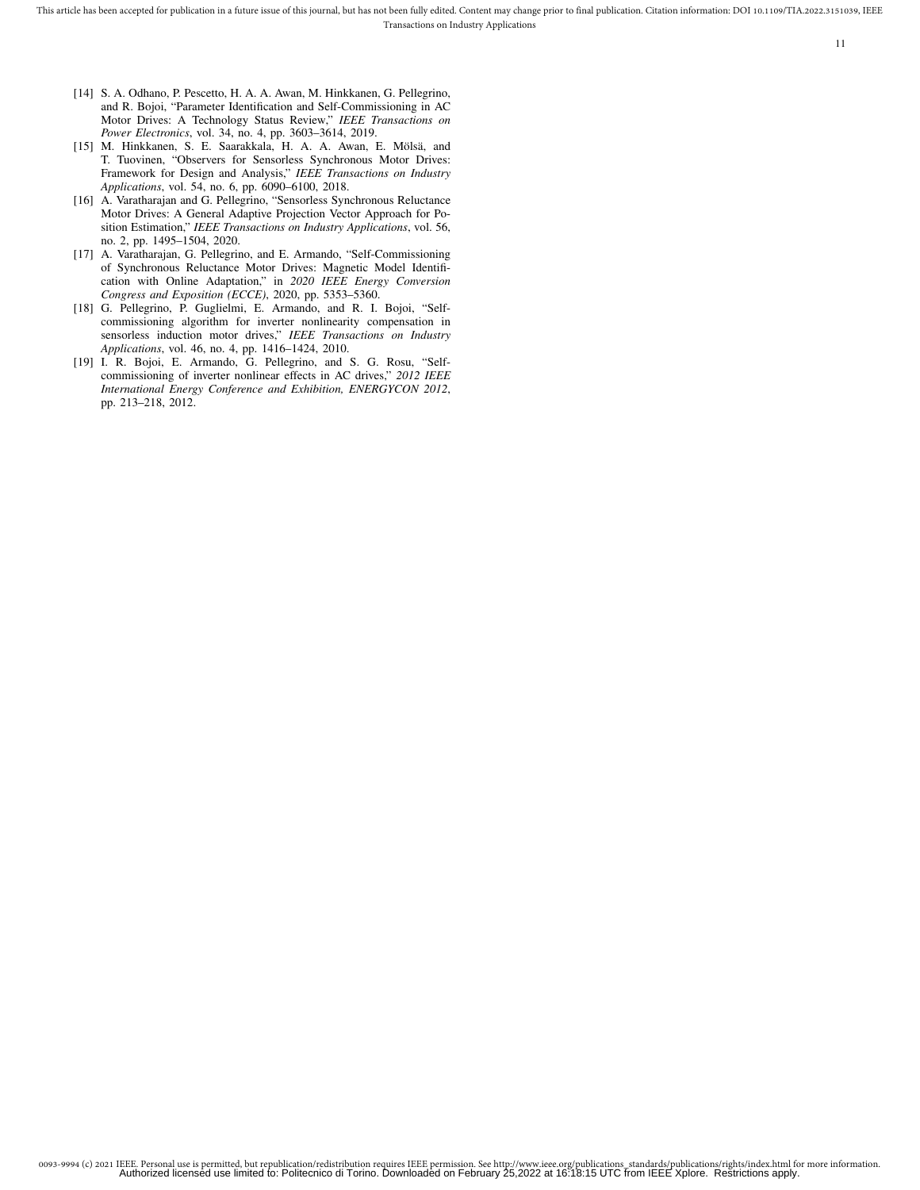[14] S. A. Odhano, P. Pescetto, H. A. A. Awan, M. Hinkkanen, G. Pellegrino, and R. Bojoi, "Parameter Identification and Self-Commissioning in AC Motor Drives: A Technology Status Review," *IEEE Transactions on Power Electronics*, vol. 34, no. 4, pp. 3603–3614, 2019.

[15] M. Hinkkanen, S. E. Saarakkala, H. A. A. Awan, E. Mölsä, and T. Tuovinen, "Observers for Sensorless Synchronous Motor Drives: Framework for Design and Analysis," *IEEE Transactions on Industry Applications*, vol. 54, no. 6, pp. 6090–6100, 2018.

[16] A. Varatharajan and G. Pellegrino, "Sensorless Synchronous Reluctance Motor Drives: A General Adaptive Projection Vector Approach for Position Estimation," *IEEE Transactions on Industry Applications*, vol. 56, no. 2, pp. 1495–1504, 2020.

[17] A. Varatharajan, G. Pellegrino, and E. Armando, "Self-Commissioning of Synchronous Reluctance Motor Drives: Magnetic Model Identification with Online Adaptation," in *2020 IEEE Energy Conversion Congress and Exposition (ECCE)*, 2020, pp. 5353–5360.

[18] G. Pellegrino, P. Guglielmi, E. Armando, and R. I. Bojoi, "Self-commissioning algorithm for inverter nonlinearity compensation in sensorless induction motor drives," *IEEE Transactions on Industry Applications*, vol. 46, no. 4, pp. 1416–1424, 2010.

[19] I. R. Bojoi, E. Armando, G. Pellegrino, and S. G. Rosu, "Self-commissioning of inverter nonlinear effects in AC drives," *2012 IEEE International Energy Conference and Exhibition, ENERGYCON 2012*, pp. 213–218, 2012.